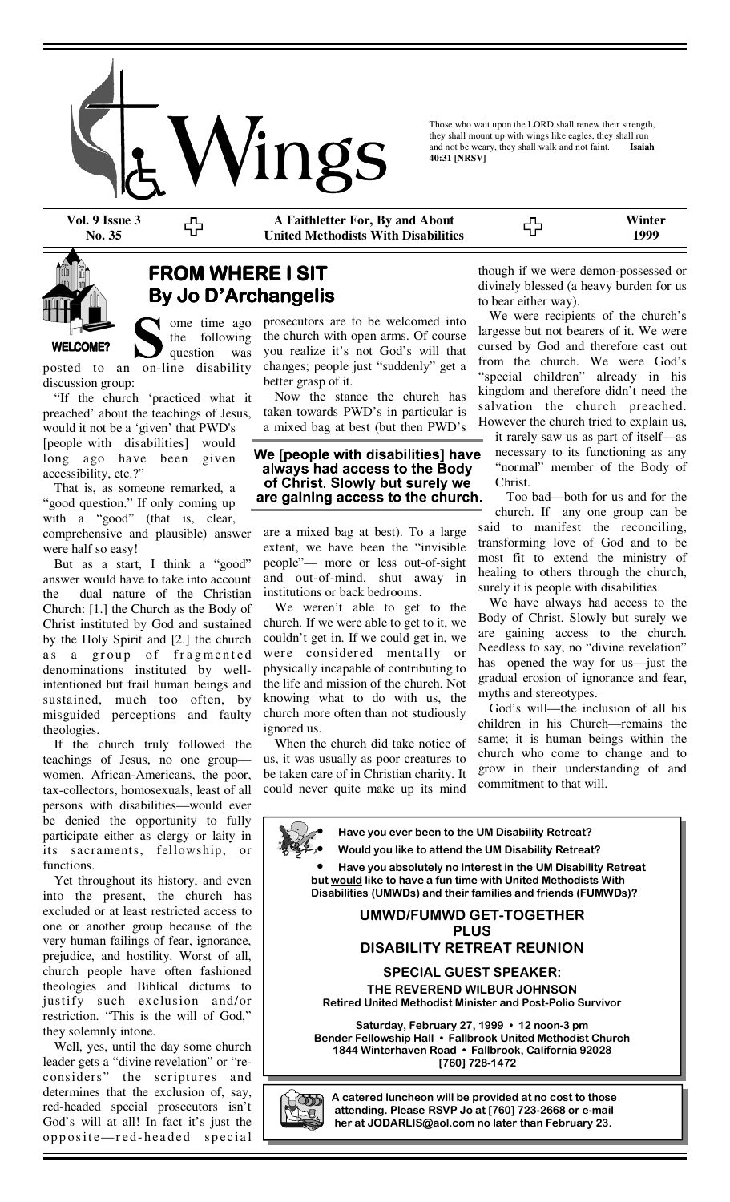# Wings

Those who wait upon the LORD shall renew their strength, they shall mount up with wings like eagles, they shall run and not be weary, they shall walk and not faint. **Isaiah 40:31 [NRSV]**

**Vol. 9 Issue 3 No. 35** | **A Faithletter For, By and About United Methodists With Disabilities** | **Winter 1999**

WELCOME?

## FROM WHERE I SIT
### By Jo D'Archangelis

Some time ago the following question was posted to an on-line disability discussion group:

"If the church 'practiced what it preached' about the teachings of Jesus, would it not be a 'given' that PWD's [people with disabilities] would long ago have been given accessibility, etc.?"

That is, as someone remarked, a "good question." If only coming up with a "good" (that is, clear, comprehensive and plausible) answer were half so easy!

But as a start, I think a "good" answer would have to take into account the dual nature of the Christian Church: [1.] the Church as the Body of Christ instituted by God and sustained by the Holy Spirit and [2.] the church as a group of fragmented denominations instituted by well-intentioned but frail human beings and sustained, much too often, by misguided perceptions and faulty theologies.

If the church truly followed the teachings of Jesus, no one group—women, African-Americans, the poor, tax-collectors, homosexuals, least of all persons with disabilities—would ever be denied the opportunity to fully participate either as clergy or laity in its sacraments, fellowship, or functions.

Yet throughout its history, and even into the present, the church has excluded or at least restricted access to one or another group because of the very human failings of fear, ignorance, prejudice, and hostility. Worst of all, church people have often fashioned theologies and Biblical dictums to justify such exclusion and/or restriction. "This is the will of God," they solemnly intone.

Well, yes, until the day some church leader gets a "divine revelation" or "re-considers" the scriptures and determines that the exclusion of, say, red-headed special prosecutors isn't God's will at all! In fact it's just the opposite—red-headed special prosecutors are to be welcomed into the church with open arms. Of course you realize it's not God's will that changes; people just "suddenly" get a better grasp of it.

Now the stance the church has taken towards PWD's in particular is a mixed bag at best (but then PWD's are a mixed bag at best). To a large extent, we have been the "invisible people"— more or less out-of-sight and out-of-mind, shut away in institutions or back bedrooms.

**We [people with disabilities] have always had access to the Body of Christ. Slowly but surely we are gaining access to the church.**

We weren't able to get to the church. If we were able to get to it, we couldn't get in. If we could get in, we were considered mentally or physically incapable of contributing to the life and mission of the church. Not knowing what to do with us, the church more often than not studiously ignored us.

When the church did take notice of us, it was usually as poor creatures to be taken care of in Christian charity. It could never quite make up its mind though if we were demon-possessed or divinely blessed (a heavy burden for us to bear either way).

We were recipients of the church's largesse but not bearers of it. We were cursed by God and therefore cast out from the church. We were God's "special children" already in his kingdom and therefore didn't need the salvation the church preached. However the church tried to explain us, it rarely saw us as part of itself—as necessary to its functioning as any "normal" member of the Body of Christ.

Too bad—both for us and for the church. If any one group can be said to manifest the reconciling, transforming love of God and to be most fit to extend the ministry of healing to others through the church, surely it is people with disabilities.

We have always had access to the Body of Christ. Slowly but surely we are gaining access to the church. Needless to say, no "divine revelation" has opened the way for us—just the gradual erosion of ignorance and fear, myths and stereotypes.

God's will—the inclusion of all his children in his Church—remains the same; it is human beings within the church who come to change and to grow in their understanding of and commitment to that will.

---

- **Have you ever been to the UM Disability Retreat?**
- **Would you like to attend the UM Disability Retreat?**
- **Have you absolutely no interest in the UM Disability Retreat but would like to have a fun time with United Methodists With Disabilities (UMWDs) and their families and friends (FUMWDs)?**

### UMWD/FUMWD GET-TOGETHER PLUS DISABILITY RETREAT REUNION

**SPECIAL GUEST SPEAKER:**

**THE REVEREND WILBUR JOHNSON**
**Retired United Methodist Minister and Post-Polio Survivor**

**Saturday, February 27, 1999 • 12 noon-3 pm**
**Bender Fellowship Hall • Fallbrook United Methodist Church**
**1844 Winterhaven Road • Fallbrook, California 92028**
**[760] 728-1472**

**A catered luncheon will be provided at no cost to those attending. Please RSVP Jo at [760] 723-2668 or e-mail her at JODARLIS@aol.com no later than February 23.**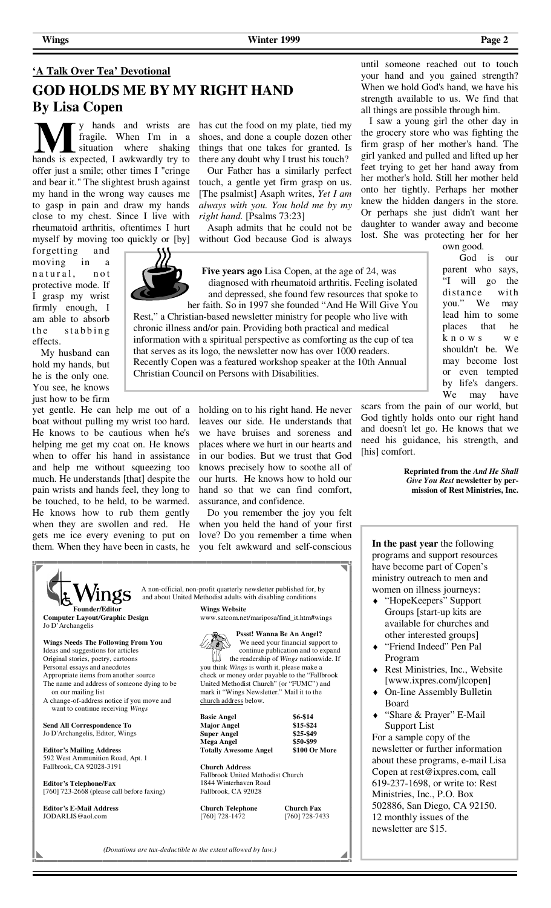## 'A Talk Over Tea' Devotional

# GOD HOLDS ME BY MY RIGHT HAND

## By Lisa Copen

My hands and wrists are fragile. When I'm in a situation where shaking hands is expected, I awkwardly try to offer just a smile; other times I "cringe and bear it." The slightest brush against my hand in the wrong way causes me to gasp in pain and draw my hands close to my chest. Since I live with rheumatoid arthritis, oftentimes I hurt myself by moving too quickly or [by] forgetting and moving in a natural, not protective mode. If I grasp my wrist firmly enough, I am able to absorb the stabbing effects.

My husband can hold my hands, but he is the only one. You see, he knows just how to be firm yet gentle. He can help me out of a boat without pulling my wrist too hard. He knows to be cautious when he's helping me get my coat on. He knows when to offer his hand in assistance and help me without squeezing too much. He understands [that] despite the pain wrists and hands feel, they long to be touched, to be held, to be warmed. He knows how to rub them gently when they are swollen and red. He gets me ice every evening to put on them. When they have been in casts, he has cut the food on my plate, tied my shoes, and done a couple dozen other things that one takes for granted. Is there any doubt why I trust his touch?

Our Father has a similarly perfect touch, a gentle yet firm grasp on us. [The psalmist] Asaph writes, *Yet I am always with you. You hold me by my right hand.* [Psalms 73:23]

Asaph admits that he could not be without God because God is always holding on to his right hand. He never leaves our side. He understands that we have bruises and soreness and places where we hurt in our hearts and in our bodies. But we trust that God knows precisely how to soothe all of our hurts. He knows how to hold our hand so that we can find comfort, assurance, and confidence.

Do you remember the joy you felt when you held the hand of your first love? Do you remember a time when you felt awkward and self-conscious until someone reached out to touch your hand and you gained strength? When we hold God's hand, we have his strength available to us. We find that all things are possible through him.

I saw a young girl the other day in the grocery store who was fighting the firm grasp of her mother's hand. The girl yanked and pulled and lifted up her feet trying to get her hand away from her mother's hold. Still her mother held onto her tightly. Perhaps her mother knew the hidden dangers in the store. Or perhaps she just didn't want her daughter to wander away and become lost. She was protecting her for her own good.

God is our parent who says, "I will go the distance with you." We may lead him to some places that he knows we shouldn't be. We may become lost or even tempted by life's dangers. We may have scars from the pain of our world, but God tightly holds onto our right hand and doesn't let go. He knows that we need his guidance, his strength, and [his] comfort.

**Reprinted from the *And He Shall Give You Rest* newsletter by permission of Rest Ministries, Inc.**

---

**Five years ago** Lisa Copen, at the age of 24, was diagnosed with rheumatoid arthritis. Feeling isolated and depressed, she found few resources that spoke to her faith. So in 1997 she founded "And He Will Give You Rest," a Christian-based newsletter ministry for people who live with chronic illness and/or pain. Providing both practical and medical information with a spiritual perspective as comforting as the cup of tea that serves as its logo, the newsletter now has over 1000 readers. Recently Copen was a featured workshop speaker at the 10th Annual Christian Council on Persons with Disabilities.

---

**In the past year** the following programs and support resources have become part of Copen's ministry outreach to men and women on illness journeys:

- "HopeKeepers" Support Groups [start-up kits are available for churches and other interested groups]
- "Friend Indeed" Pen Pal Program
- Rest Ministries, Inc., Website [www.ixpres.com/jlcopen]
- On-Iine Assembly Bulletin Board
- "Share & Prayer" E-Mail Support List

For a sample copy of the newsletter or further information about these programs, e-mail Lisa Copen at rest@ixpres.com, call 619-237-1698, or write to: Rest Ministries, Inc., P.O. Box 502886, San Diego, CA 92150. 12 monthly issues of the newsletter are $15.

---

**Wings** — A non-official, non-profit quarterly newsletter published for, by and about United Methodist adults with disabling conditions

**Founder/Editor**
Jo D'Archangelis

**Computer Layout/Graphic Design**
Jo D'Archangelis

**Wings Needs The Following From You**
Ideas and suggestions for articles
Original stories, poetry, cartoons
Personal essays and anecdotes
Appropriate items from another source
The name and address of someone dying to be on our mailing list
A change-of-address notice if you move and want to continue receiving *Wings*

**Send All Correspondence To**
Jo D'Archangelis, Editor, Wings

**Editor's Mailing Address**
592 West Ammunition Road, Apt. 1
Fallbrook, CA 92028-3191

**Editor's Telephone/Fax**
[760] 723-2668 (please call before faxing)

**Editor's E-Mail Address**
JODARLIS@aol.com

**Wings Website**
www.satcom.net/mariposa/find_it.htm#wings

**Pssst! Wanna Be An Angel?**
We need your financial support to continue publication and to expand the readership of *Wings* nationwide. If you think *Wings* is worth it, please make a check or money order payable to the "Fallbrook United Methodist Church" (or "FUMC") and mark it "Wings Newsletter." Mail it to the church address below.

| | |
|---|---|
| **Basic Angel** | **$6-$14** |
| **Major Angel** | **$15-$24** |
| **Super Angel** | **$25-$49** |
| **Mega Angel** | **$50-$99** |
| **Totally Awesome Angel** | **$100 Or More** |

**Church Address**
Fallbrook United Methodist Church
1844 Winterhaven Road
Fallbrook, CA 92028

**Church Telephone**
[760] 728-1472

**Church Fax**
[760] 728-7433

*(Donations are tax-deductible to the extent allowed by law.)*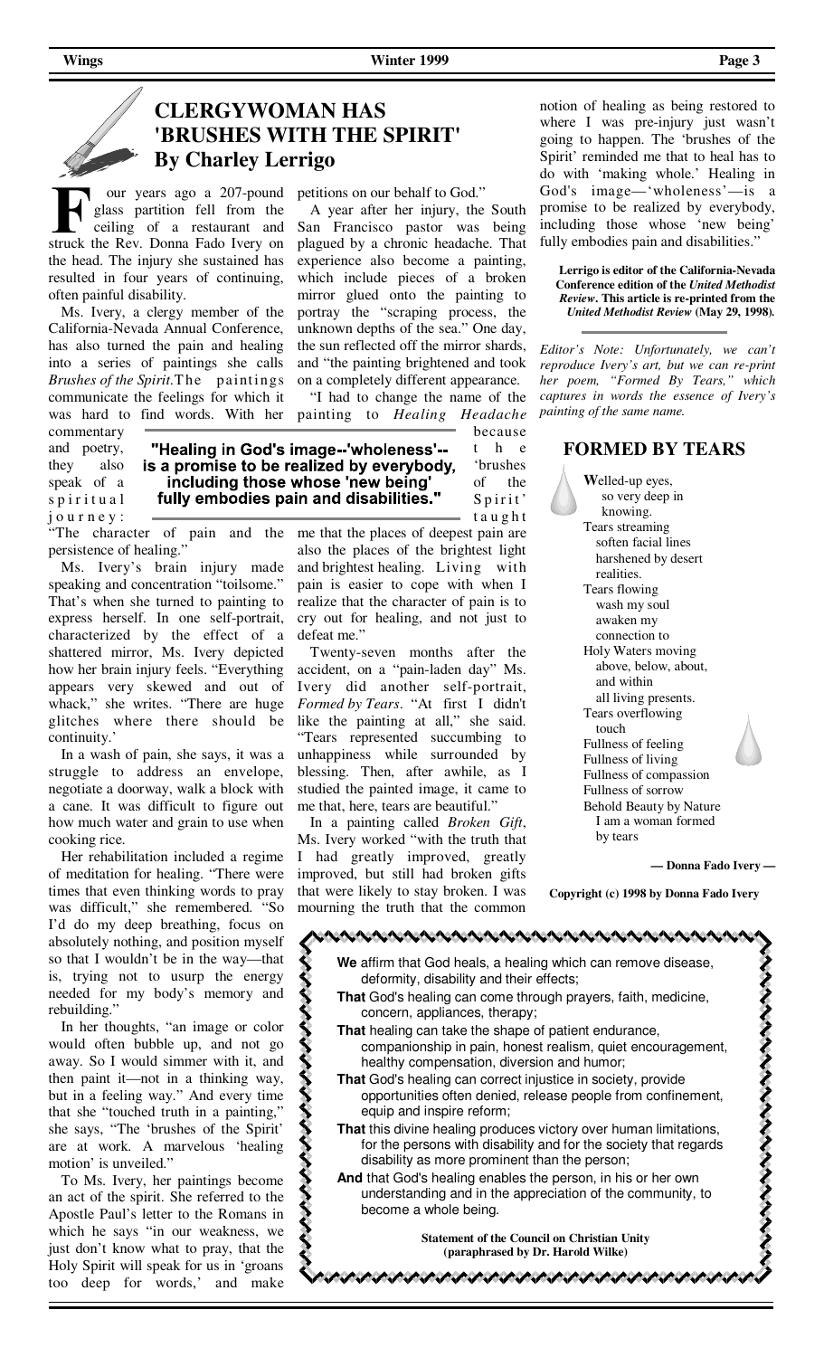## CLERGYWOMAN HAS 'BRUSHES WITH THE SPIRIT'

### By Charley Lerrigo

Four years ago a 207-pound glass partition fell from the ceiling of a restaurant and struck the Rev. Donna Fado Ivery on the head. The injury she sustained has resulted in four years of continuing, often painful disability.

Ms. Ivery, a clergy member of the California-Nevada Annual Conference, has also turned the pain and healing into a series of paintings she calls *Brushes of the Spirit*. The paintings communicate the feelings for which it was hard to find words. With her commentary and poetry, they also speak of a spiritual journey: "The character of pain and the persistence of healing."

Ms. Ivery's brain injury made speaking and concentration "toilsome." That's when she turned to painting to express herself. In one self-portrait, characterized by the effect of a shattered mirror, Ms. Ivery depicted how her brain injury feels. "Everything appears very skewed and out of whack," she writes. "There are huge glitches where there should be continuity.'

In a wash of pain, she says, it was a struggle to address an envelope, negotiate a doorway, walk a block with a cane. It was difficult to figure out how much water and grain to use when cooking rice.

Her rehabilitation included a regime of meditation for healing. "There were times that even thinking words to pray was difficult," she remembered. "So I'd do my deep breathing, focus on absolutely nothing, and position myself so that I wouldn't be in the way—that is, trying not to usurp the energy needed for my body's memory and rebuilding."

In her thoughts, "an image or color would often bubble up, and not go away. So I would simmer with it, and then paint it—not in a thinking way, but in a feeling way." And every time that she "touched truth in a painting," she says, "The 'brushes of the Spirit' are at work. A marvelous 'healing motion' is unveiled."

To Ms. Ivery, her paintings become an act of the spirit. She referred to the Apostle Paul's letter to the Romans in which he says "in our weakness, we just don't know what to pray, that the Holy Spirit will speak for us in 'groans too deep for words,' and make petitions on our behalf to God."

A year after her injury, the South San Francisco pastor was being plagued by a chronic headache. That experience also become a painting, which include pieces of a broken mirror glued onto the painting to portray the "scraping process, the unknown depths of the sea." One day, the sun reflected off the mirror shards, and "the painting brightened and took on a completely different appearance.

"I had to change the name of the painting to *Healing Headache* because the 'brushes of the Spirit' taught me that the places of deepest pain are also the places of the brightest light and brightest healing. Living with pain is easier to cope with when I realize that the character of pain is to cry out for healing, and not just to defeat me."

**"Healing in God's image--'wholeness'-- is a promise to be realized by everybody, including those whose 'new being' fully embodies pain and disabilities."**

Twenty-seven months after the accident, on a "pain-laden day" Ms. Ivery did another self-portrait, *Formed by Tears*. "At first I didn't like the painting at all," she said. "Tears represented succumbing to unhappiness while surrounded by blessing. Then, after awhile, as I studied the painted image, it came to me that, here, tears are beautiful."

In a painting called *Broken Gift*, Ms. Ivery worked "with the truth that I had greatly improved, greatly improved, but still had broken gifts that were likely to stay broken. I was mourning the truth that the common notion of healing as being restored to where I was pre-injury just wasn't going to happen. The 'brushes of the Spirit' reminded me that to heal has to do with 'making whole.' Healing in God's image—'wholeness'—is a promise to be realized by everybody, including those whose 'new being' fully embodies pain and disabilities."

**Lerrigo is editor of the California-Nevada Conference edition of the *United Methodist Review*. This article is re-printed from the *United Methodist Review* (May 29, 1998).**

*Editor's Note: Unfortunately, we can't reproduce Ivery's art, but we can re-print her poem, "Formed By Tears," which captures in words the essence of Ivery's painting of the same name.*

## FORMED BY TEARS

Welled-up eyes,
so very deep in
knowing.
Tears streaming
soften facial lines
harshened by desert
realities.
Tears flowing
wash my soul
awaken my
connection to
Holy Waters moving
above, below, about,
and within
all living presents.
Tears overflowing
touch
Fullness of feeling
Fullness of living
Fullness of compassion
Fullness of sorrow
Behold Beauty by Nature
I am a woman formed
by tears

**— Donna Fado Ivery —**

**Copyright (c) 1998 by Donna Fado Ivery**

**We** affirm that God heals, a healing which can remove disease, deformity, disability and their effects;

**That** God's healing can come through prayers, faith, medicine, concern, appliances, therapy;

**That** healing can take the shape of patient endurance, companionship in pain, honest realism, quiet encouragement, healthy compensation, diversion and humor;

**That** God's healing can correct injustice in society, provide opportunities often denied, release people from confinement, equip and inspire reform;

**That** this divine healing produces victory over human limitations, for the persons with disability and for the society that regards disability as more prominent than the person;

**And** that God's healing enables the person, in his or her own understanding and in the appreciation of the community, to become a whole being.

**Statement of the Council on Christian Unity (paraphrased by Dr. Harold Wilke)**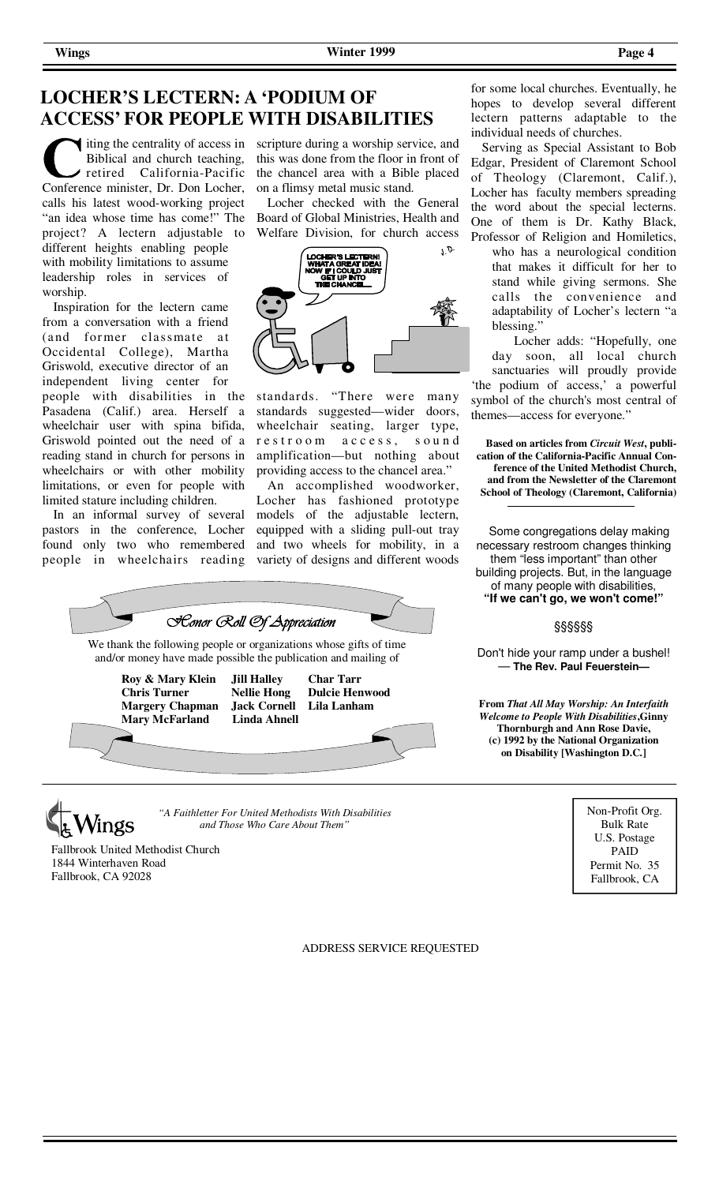## LOCHER'S LECTERN: A 'PODIUM OF ACCESS' FOR PEOPLE WITH DISABILITIES

Citing the centrality of access in Biblical and church teaching, retired California-Pacific Conference minister, Dr. Don Locher, calls his latest wood-working project "an idea whose time has come!" The project? A lectern adjustable to different heights enabling people with mobility limitations to assume leadership roles in services of worship.

Inspiration for the lectern came from a conversation with a friend (and former classmate at Occidental College), Martha Griswold, executive director of an independent living center for people with disabilities in the Pasadena (Calif.) area. Herself a wheelchair user with spina bifida, Griswold pointed out the need of a reading stand in church for persons in wheelchairs or with other mobility limitations, or even for people with limited stature including children.

In an informal survey of several pastors in the conference, Locher found only two who remembered people in wheelchairs reading scripture during a worship service, and this was done from the floor in front of the chancel area with a Bible placed on a flimsy metal music stand.

Locher checked with the General Board of Global Ministries, Health and Welfare Division, for church access standards. "There were many standards suggested—wider doors, wheelchair seating, larger type, restroom access, sound amplification—but nothing about providing access to the chancel area."

An accomplished woodworker, Locher has fashioned prototype models of the adjustable lectern, equipped with a sliding pull-out tray and two wheels for mobility, in a variety of designs and different woods for some local churches. Eventually, he hopes to develop several different lectern patterns adaptable to the individual needs of churches.

Serving as Special Assistant to Bob Edgar, President of Claremont School of Theology (Claremont, Calif.), Locher has faculty members spreading the word about the special lecterns. One of them is Dr. Kathy Black, Professor of Religion and Homiletics, who has a neurological condition that makes it difficult for her to stand while giving sermons. She calls the convenience and adaptability of Locher's lectern "a blessing."

Locher adds: "Hopefully, one day soon, all local church sanctuaries will proudly provide 'the podium of access,' a powerful symbol of the church's most central of themes—access for everyone."

**Based on articles from *Circuit West*, publication of the California-Pacific Annual Conference of the United Methodist Church, and from the Newsletter of the Claremont School of Theology (Claremont, California)**

Some congregations delay making necessary restroom changes thinking them "less important" than other building projects. But, in the language of many people with disabilities, **"If we can't go, we won't come!"**

§§§§§§

Don't hide your ramp under a bushel!
**— The Rev. Paul Feuerstein—**

**From *That All May Worship: An Interfaith Welcome to People With Disabilities*, Ginny Thornburgh and Ann Rose Davie, (c) 1992 by the National Organization on Disability [Washington D.C.]**

### *Honor Roll Of Appreciation*

We thank the following people or organizations whose gifts of time and/or money have made possible the publication and mailing of

| | | |
|---|---|---|
| **Roy & Mary Klein** | **Jill Halley** | **Char Tarr** |
| **Chris Turner** | **Nellie Hong** | **Dulcie Henwood** |
| **Margery Chapman** | **Jack Cornell** | **Lila Lanham** |
| **Mary McFarland** | **Linda Ahnell** | |

**Wings**

*"A Faithletter For United Methodists With Disabilities and Those Who Care About Them"*

Fallbrook United Methodist Church
1844 Winterhaven Road
Fallbrook, CA 92028

Non-Profit Org.
Bulk Rate
U.S. Postage
PAID
Permit No. 35
Fallbrook, CA

ADDRESS SERVICE REQUESTED